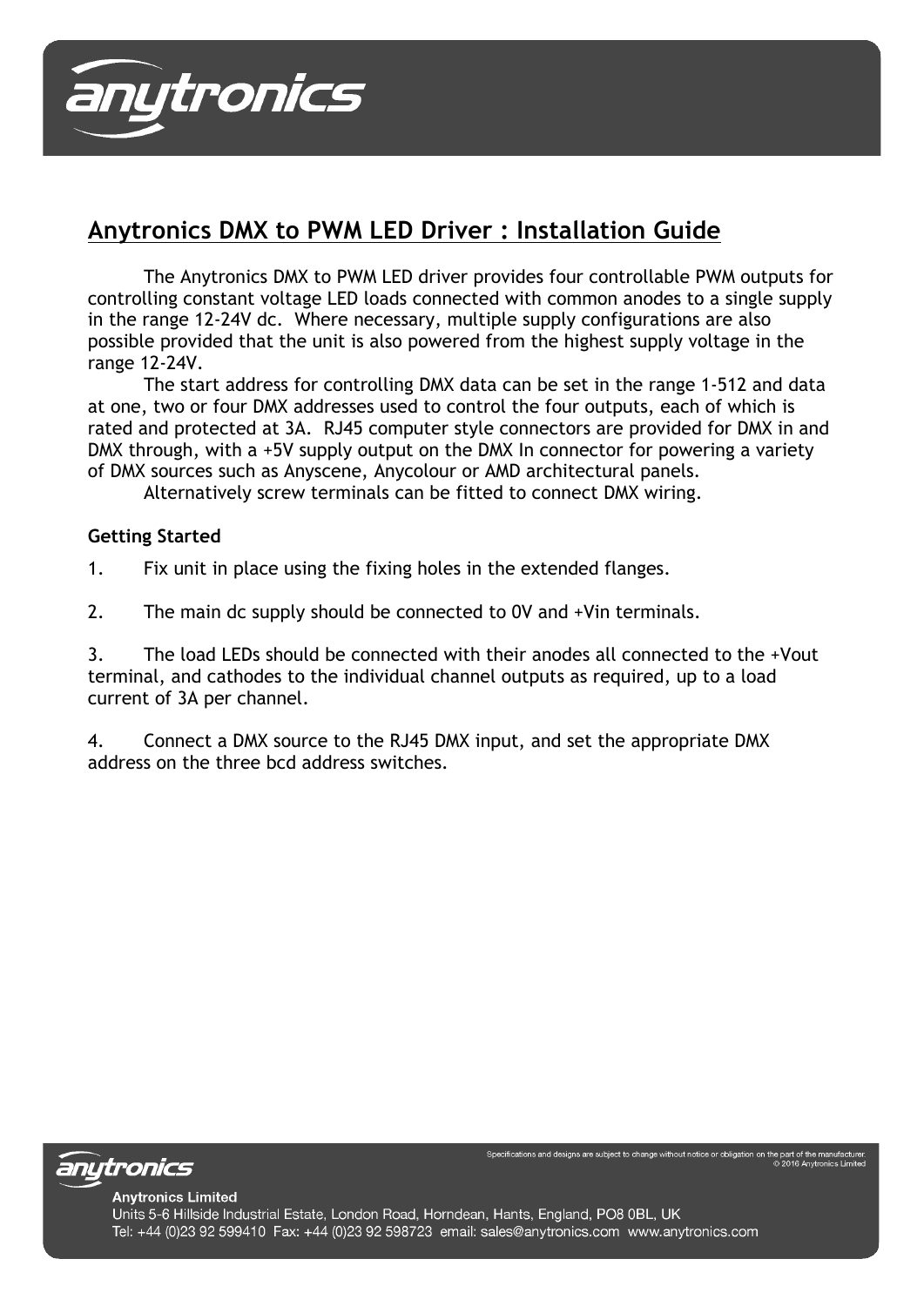# Anytronics DMX to PWM LED Driver : Installation Guide

The Anytronics DMX to PWM LED driver provides four controllable PWM outputs for controlling constant voltage LED loads connected with common anodes to a single supply in the range 12-24V dc. Where necessary, multiple supply configurations are also possible provided that the unit is also powered from the highest supply voltage in the range 12-24V.

The start address for controlling DMX data can be set in the range 1-512 and data at one, two or four DMX addresses used to control the four outputs, each of which is rated and protected at 3A. RJ45 computer style connectors are provided for DMX in and DMX through, with a +5V supply output on the DMX In connector for powering a variety of DMX sources such as Anyscene, Anycolour or AMD architectural panels.

Alternatively screw terminals can be fitted to connect DMX wiring.

**Getting Started**

1. Fix unit in place using the fixing holes in the extended flanges.

2. The main dc supply should be connected to 0V and +Vin terminals.

3. The load LEDs should be connected with their anodes all connected to the +Vout terminal, and cathodes to the individual channel outputs as required, up to a load current of 3A per channel.

4. Connect a DMX source to the RJ45 DMX input, and set the appropriate DMX address on the three bcd address switches.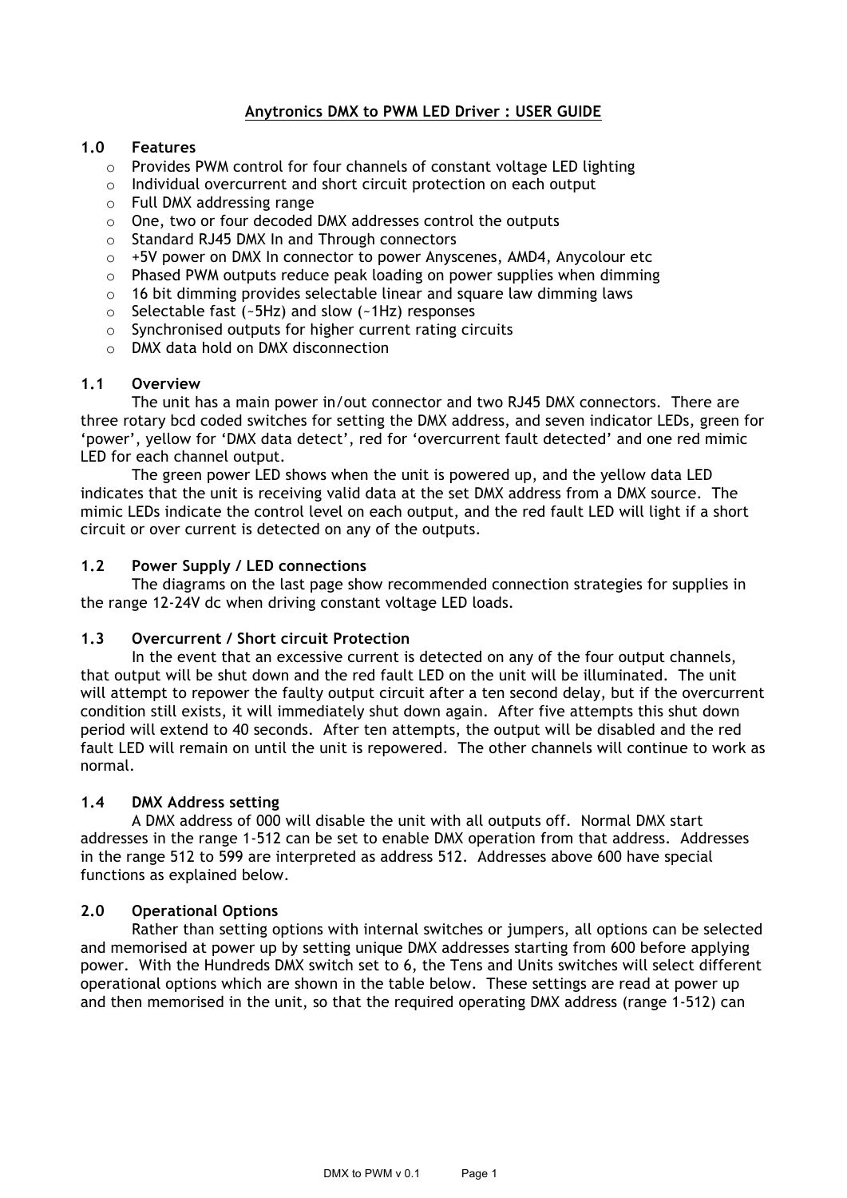**Anytronics DMX to PWM LED Driver : USER GUIDE**

## 1.0 Features

- Provides PWM control for four channels of constant voltage LED lighting
- Individual overcurrent and short circuit protection on each output
- Full DMX addressing range
- One, two or four decoded DMX addresses control the outputs
- Standard RJ45 DMX In and Through connectors
- +5V power on DMX In connector to power Anyscenes, AMD4, Anycolour etc
- Phased PWM outputs reduce peak loading on power supplies when dimming
- 16 bit dimming provides selectable linear and square law dimming laws
- Selectable fast (~5Hz) and slow (~1Hz) responses
- Synchronised outputs for higher current rating circuits
- DMX data hold on DMX disconnection

### 1.1 Overview

The unit has a main power in/out connector and two RJ45 DMX connectors. There are three rotary bcd coded switches for setting the DMX address, and seven indicator LEDs, green for 'power', yellow for 'DMX data detect', red for 'overcurrent fault detected' and one red mimic LED for each channel output.

The green power LED shows when the unit is powered up, and the yellow data LED indicates that the unit is receiving valid data at the set DMX address from a DMX source. The mimic LEDs indicate the control level on each output, and the red fault LED will light if a short circuit or over current is detected on any of the outputs.

### 1.2 Power Supply / LED connections

The diagrams on the last page show recommended connection strategies for supplies in the range 12-24V dc when driving constant voltage LED loads.

### 1.3 Overcurrent / Short circuit Protection

In the event that an excessive current is detected on any of the four output channels, that output will be shut down and the red fault LED on the unit will be illuminated. The unit will attempt to repower the faulty output circuit after a ten second delay, but if the overcurrent condition still exists, it will immediately shut down again. After five attempts this shut down period will extend to 40 seconds. After ten attempts, the output will be disabled and the red fault LED will remain on until the unit is repowered. The other channels will continue to work as normal.

### 1.4 DMX Address setting

A DMX address of 000 will disable the unit with all outputs off. Normal DMX start addresses in the range 1-512 can be set to enable DMX operation from that address. Addresses in the range 512 to 599 are interpreted as address 512. Addresses above 600 have special functions as explained below.

## 2.0 Operational Options

Rather than setting options with internal switches or jumpers, all options can be selected and memorised at power up by setting unique DMX addresses starting from 600 before applying power. With the Hundreds DMX switch set to 6, the Tens and Units switches will select different operational options which are shown in the table below. These settings are read at power up and then memorised in the unit, so that the required operating DMX address (range 1-512) can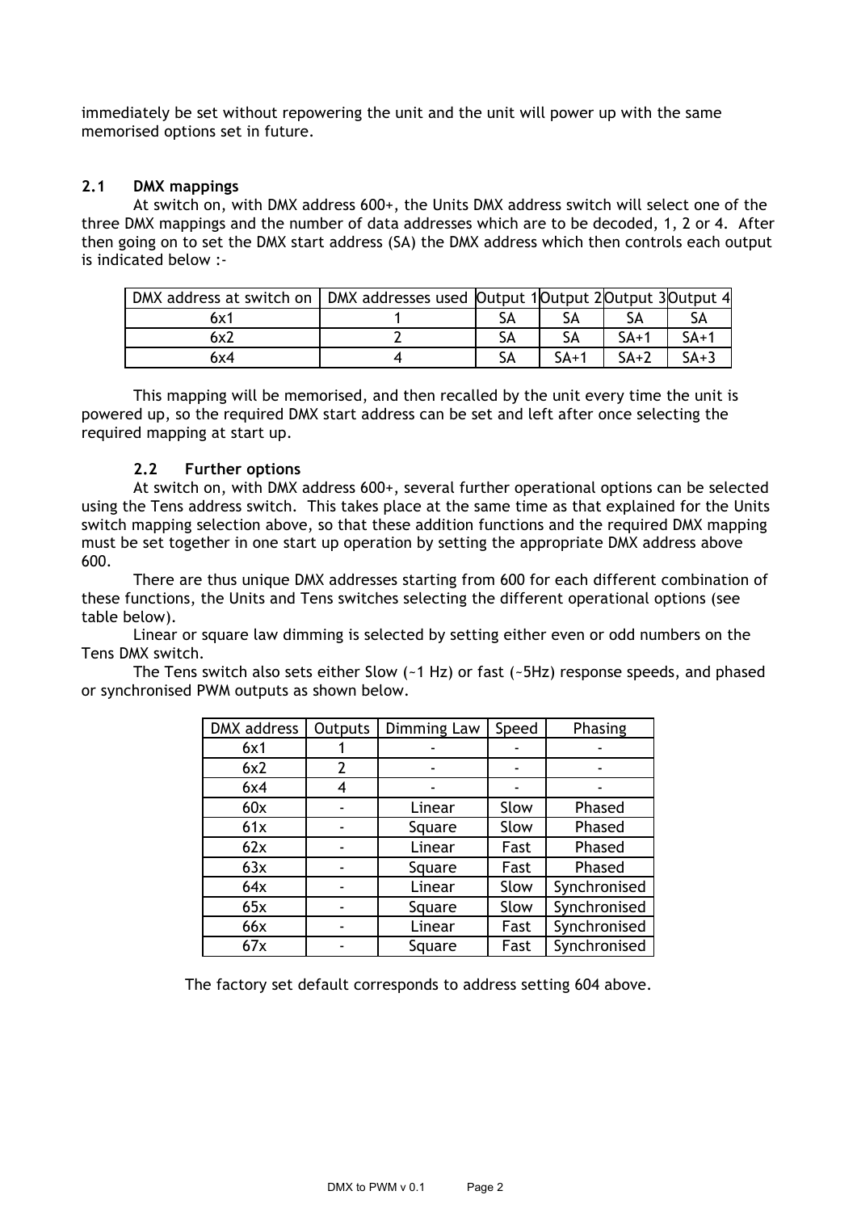immediately be set without repowering the unit and the unit will power up with the same memorised options set in future.

## 2.1 DMX mappings

At switch on, with DMX address 600+, the Units DMX address switch will select one of the three DMX mappings and the number of data addresses which are to be decoded, 1, 2 or 4. After then going on to set the DMX start address (SA) the DMX address which then controls each output is indicated below :-

| DMX address at switch on | DMX addresses used | Output 1 | Output 2 | Output 3 | Output 4 |
|---|---|---|---|---|---|
| 6x1 | 1 | SA | SA | SA | SA |
| 6x2 | 2 | SA | SA | SA+1 | SA+1 |
| 6x4 | 4 | SA | SA+1 | SA+2 | SA+3 |

This mapping will be memorised, and then recalled by the unit every time the unit is powered up, so the required DMX start address can be set and left after once selecting the required mapping at start up.

## 2.2 Further options

At switch on, with DMX address 600+, several further operational options can be selected using the Tens address switch. This takes place at the same time as that explained for the Units switch mapping selection above, so that these addition functions and the required DMX mapping must be set together in one start up operation by setting the appropriate DMX address above 600.

There are thus unique DMX addresses starting from 600 for each different combination of these functions, the Units and Tens switches selecting the different operational options (see table below).

Linear or square law dimming is selected by setting either even or odd numbers on the Tens DMX switch.

The Tens switch also sets either Slow (~1 Hz) or fast (~5Hz) response speeds, and phased or synchronised PWM outputs as shown below.

| DMX address | Outputs | Dimming Law | Speed | Phasing |
|---|---|---|---|---|
| 6x1 | 1 | - | - | - |
| 6x2 | 2 | - | - | - |
| 6x4 | 4 | - | - | - |
| 60x | - | Linear | Slow | Phased |
| 61x | - | Square | Slow | Phased |
| 62x | - | Linear | Fast | Phased |
| 63x | - | Square | Fast | Phased |
| 64x | - | Linear | Slow | Synchronised |
| 65x | - | Square | Slow | Synchronised |
| 66x | - | Linear | Fast | Synchronised |
| 67x | - | Square | Fast | Synchronised |

The factory set default corresponds to address setting 604 above.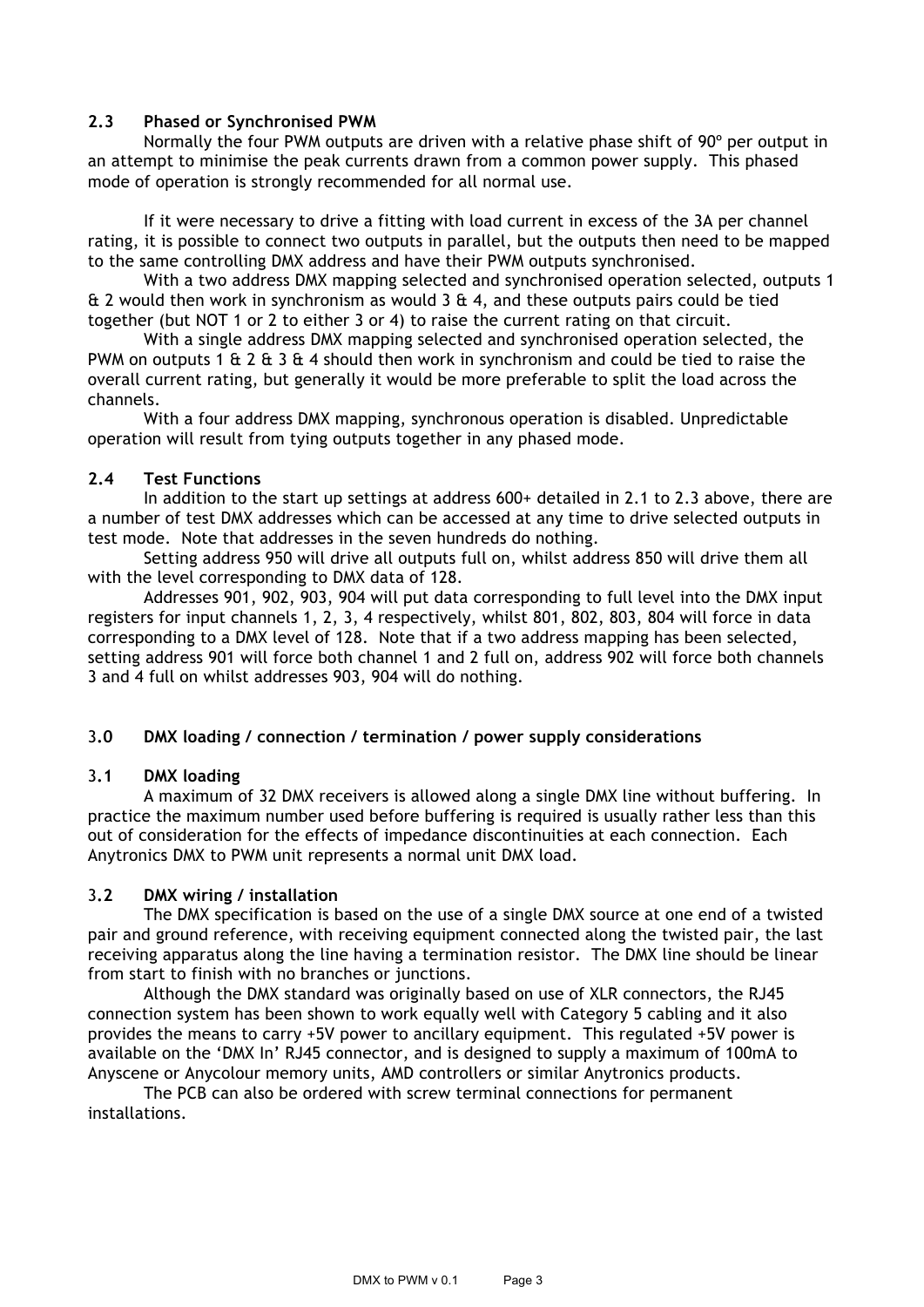### 2.3 Phased or Synchronised PWM

Normally the four PWM outputs are driven with a relative phase shift of 90º per output in an attempt to minimise the peak currents drawn from a common power supply. This phased mode of operation is strongly recommended for all normal use.

If it were necessary to drive a fitting with load current in excess of the 3A per channel rating, it is possible to connect two outputs in parallel, but the outputs then need to be mapped to the same controlling DMX address and have their PWM outputs synchronised.

With a two address DMX mapping selected and synchronised operation selected, outputs 1 & 2 would then work in synchronism as would 3 & 4, and these outputs pairs could be tied together (but NOT 1 or 2 to either 3 or 4) to raise the current rating on that circuit.

With a single address DMX mapping selected and synchronised operation selected, the PWM on outputs 1 & 2 & 3 & 4 should then work in synchronism and could be tied to raise the overall current rating, but generally it would be more preferable to split the load across the channels.

With a four address DMX mapping, synchronous operation is disabled. Unpredictable operation will result from tying outputs together in any phased mode.

### 2.4 Test Functions

In addition to the start up settings at address 600+ detailed in 2.1 to 2.3 above, there are a number of test DMX addresses which can be accessed at any time to drive selected outputs in test mode. Note that addresses in the seven hundreds do nothing.

Setting address 950 will drive all outputs full on, whilst address 850 will drive them all with the level corresponding to DMX data of 128.

Addresses 901, 902, 903, 904 will put data corresponding to full level into the DMX input registers for input channels 1, 2, 3, 4 respectively, whilst 801, 802, 803, 804 will force in data corresponding to a DMX level of 128. Note that if a two address mapping has been selected, setting address 901 will force both channel 1 and 2 full on, address 902 will force both channels 3 and 4 full on whilst addresses 903, 904 will do nothing.

## 3.0 DMX loading / connection / termination / power supply considerations

### 3.1 DMX loading

A maximum of 32 DMX receivers is allowed along a single DMX line without buffering. In practice the maximum number used before buffering is required is usually rather less than this out of consideration for the effects of impedance discontinuities at each connection. Each Anytronics DMX to PWM unit represents a normal unit DMX load.

### 3.2 DMX wiring / installation

The DMX specification is based on the use of a single DMX source at one end of a twisted pair and ground reference, with receiving equipment connected along the twisted pair, the last receiving apparatus along the line having a termination resistor. The DMX line should be linear from start to finish with no branches or junctions.

Although the DMX standard was originally based on use of XLR connectors, the RJ45 connection system has been shown to work equally well with Category 5 cabling and it also provides the means to carry +5V power to ancillary equipment. This regulated +5V power is available on the 'DMX In' RJ45 connector, and is designed to supply a maximum of 100mA to Anyscene or Anycolour memory units, AMD controllers or similar Anytronics products.

The PCB can also be ordered with screw terminal connections for permanent installations.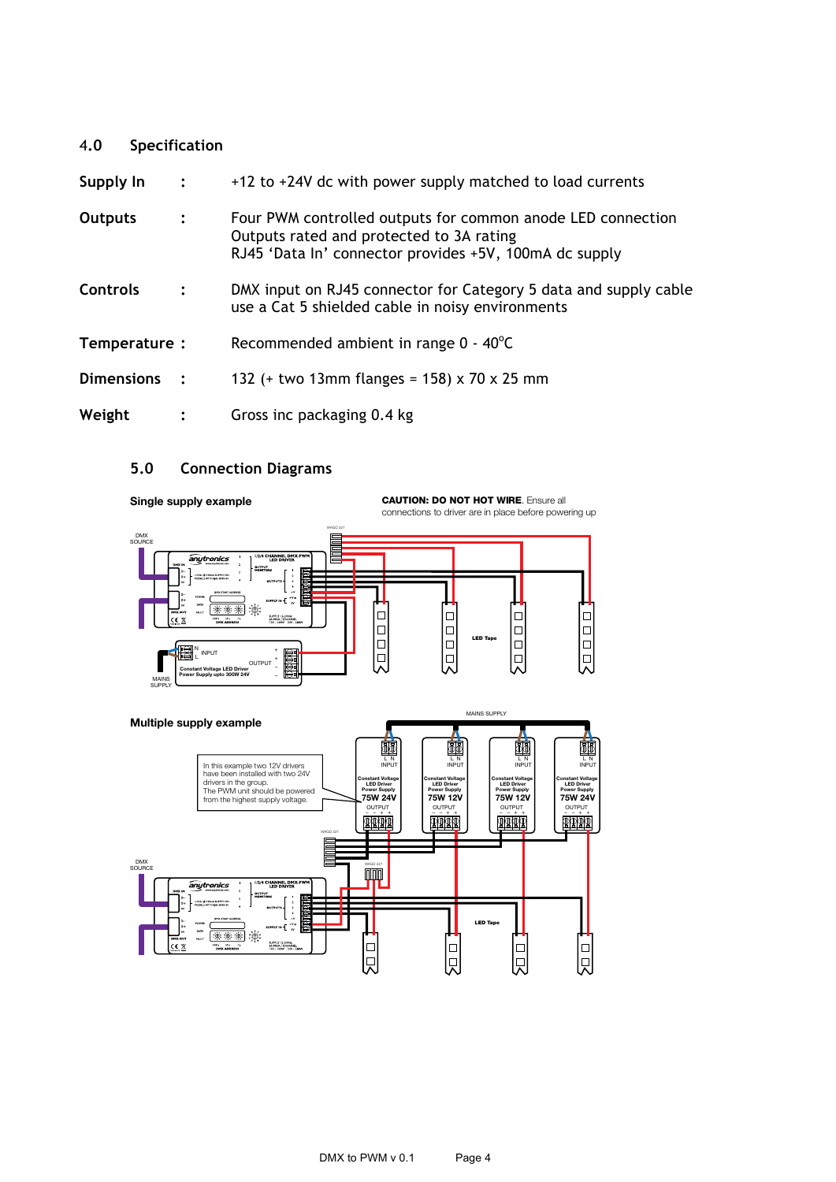## 4.0 Specification

| | | |
|---|---|---|
| **Supply In** | : | +12 to +24V dc with power supply matched to load currents |
| **Outputs** | : | Four PWM controlled outputs for common anode LED connection<br>Outputs rated and protected to 3A rating<br>RJ45 'Data In' connector provides +5V, 100mA dc supply |
| **Controls** | : | DMX input on RJ45 connector for Category 5 data and supply cable use a Cat 5 shielded cable in noisy environments |
| **Temperature** | : | Recommended ambient in range 0 - 40°C |
| **Dimensions** | : | 132 (+ two 13mm flanges = 158) x 70 x 25 mm |
| **Weight** | : | Gross inc packaging 0.4 kg |

## 5.0 Connection Diagrams

**Single supply example**

**CAUTION: DO NOT HOT WIRE**. Ensure all connections to driver are in place before powering up

DMX SOURCE

WAGO 221

anytronics

1/2/4 CHANNEL DMX-PWM LED DRIVER

LED Tape

N
L
INPUT

OUTPUT

Constant Voltage LED Driver
Power Supply upto 300W 24V

MAINS SUPPLY

**Multiple supply example**

MAINS SUPPLY

In this example two 12V drivers have been installed with two 24V drivers in the group.
The PWM unit should be powered from the highest supply voltage.

L N
INPUT
Constant Voltage LED Driver Power Supply
75W 24V
OUTPUT

L N
INPUT
Constant Voltage LED Driver Power Supply
75W 12V
OUTPUT

L N
INPUT
Constant Voltage LED Driver Power Supply
75W 12V
OUTPUT

L N
INPUT
Constant Voltage LED Driver Power Supply
75W 24V
OUTPUT

WAGO 221

WAGO 221

DMX SOURCE

anytronics

1/2/4 CHANNEL DMX-PWM LED DRIVER

LED Tape